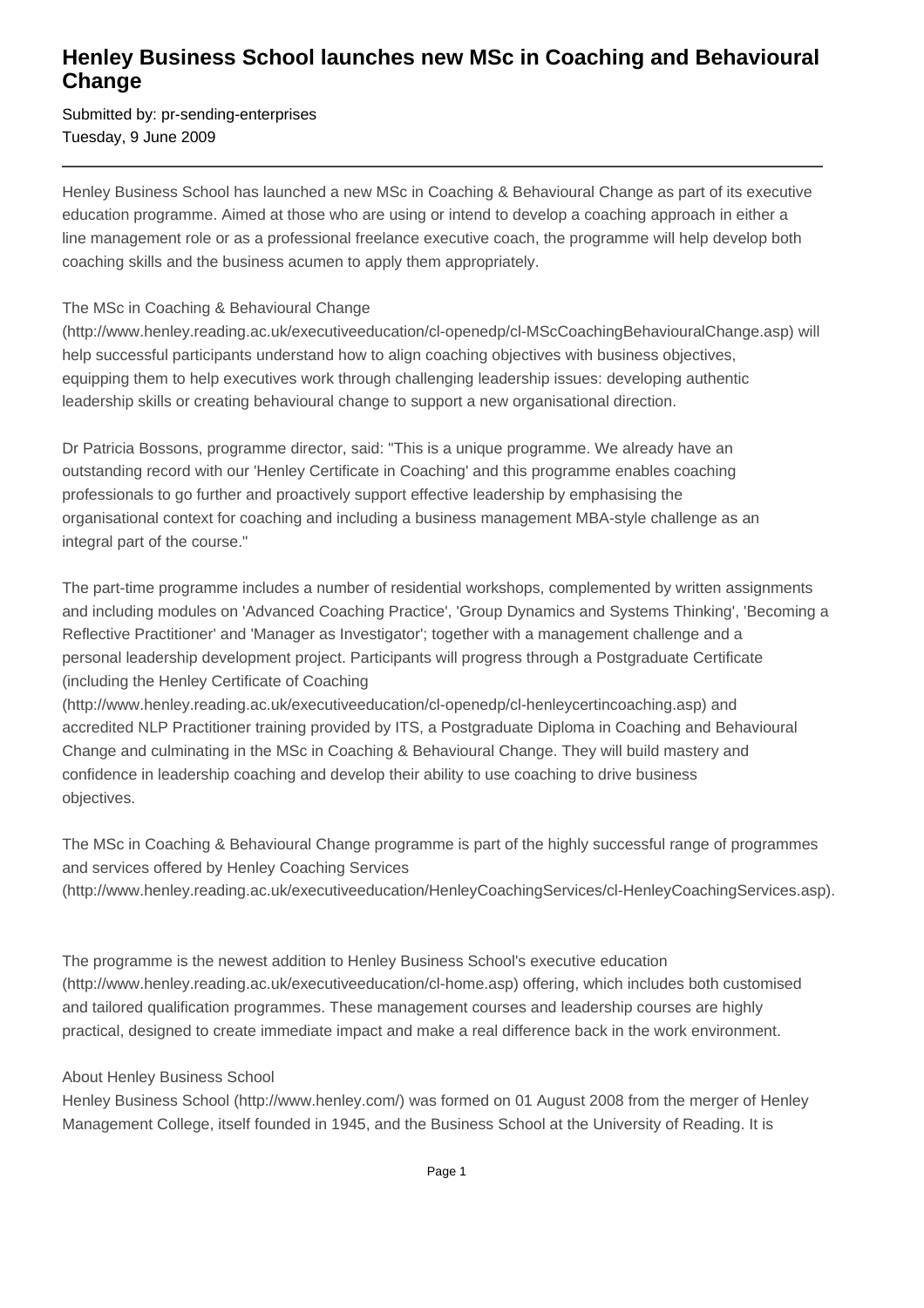# Henley Business School launches new MSc in Coaching and Behavioural Change

Submitted by: pr-sending-enterprises
Tuesday, 9 June 2009

---

Henley Business School has launched a new MSc in Coaching & Behavioural Change as part of its executive education programme. Aimed at those who are using or intend to develop a coaching approach in either a line management role or as a professional freelance executive coach, the programme will help develop both coaching skills and the business acumen to apply them appropriately.

The MSc in Coaching & Behavioural Change (http://www.henley.reading.ac.uk/executiveeducation/cl-openedp/cl-MScCoachingBehaviouralChange.asp) will help successful participants understand how to align coaching objectives with business objectives, equipping them to help executives work through challenging leadership issues: developing authentic leadership skills or creating behavioural change to support a new organisational direction.

Dr Patricia Bossons, programme director, said: "This is a unique programme. We already have an outstanding record with our 'Henley Certificate in Coaching' and this programme enables coaching professionals to go further and proactively support effective leadership by emphasising the organisational context for coaching and including a business management MBA-style challenge as an integral part of the course."

The part-time programme includes a number of residential workshops, complemented by written assignments and including modules on 'Advanced Coaching Practice', 'Group Dynamics and Systems Thinking', 'Becoming a Reflective Practitioner' and 'Manager as Investigator'; together with a management challenge and a personal leadership development project. Participants will progress through a Postgraduate Certificate (including the Henley Certificate of Coaching (http://www.henley.reading.ac.uk/executiveeducation/cl-openedp/cl-henleycertincoaching.asp) and accredited NLP Practitioner training provided by ITS, a Postgraduate Diploma in Coaching and Behavioural Change and culminating in the MSc in Coaching & Behavioural Change. They will build mastery and confidence in leadership coaching and develop their ability to use coaching to drive business objectives.

The MSc in Coaching & Behavioural Change programme is part of the highly successful range of programmes and services offered by Henley Coaching Services (http://www.henley.reading.ac.uk/executiveeducation/HenleyCoachingServices/cl-HenleyCoachingServices.asp).

The programme is the newest addition to Henley Business School's executive education (http://www.henley.reading.ac.uk/executiveeducation/cl-home.asp) offering, which includes both customised and tailored qualification programmes. These management courses and leadership courses are highly practical, designed to create immediate impact and make a real difference back in the work environment.

About Henley Business School
Henley Business School (http://www.henley.com/) was formed on 01 August 2008 from the merger of Henley Management College, itself founded in 1945, and the Business School at the University of Reading. It is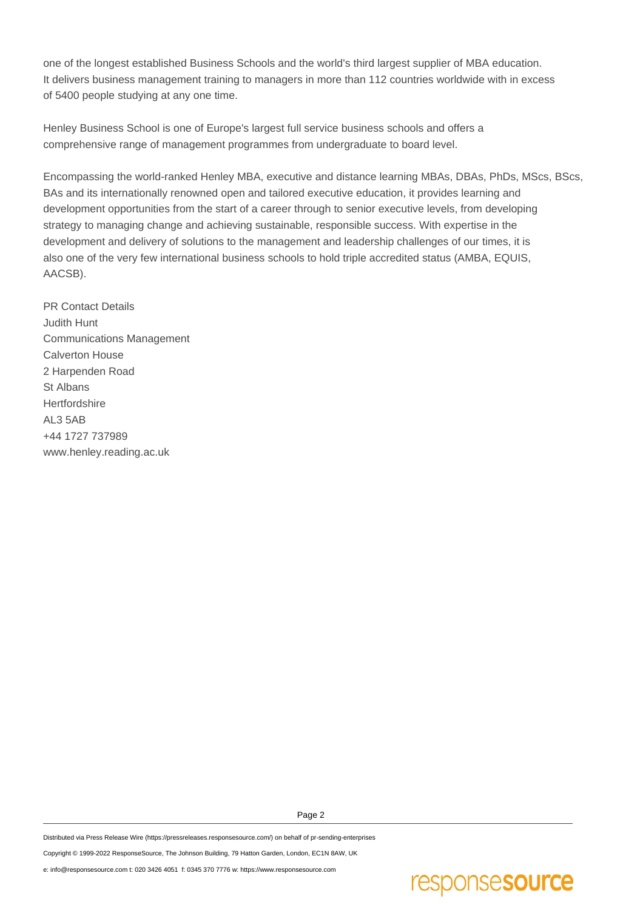one of the longest established Business Schools and the world's third largest supplier of MBA education. It delivers business management training to managers in more than 112 countries worldwide with in excess of 5400 people studying at any one time.

Henley Business School is one of Europe's largest full service business schools and offers a comprehensive range of management programmes from undergraduate to board level.

Encompassing the world-ranked Henley MBA, executive and distance learning MBAs, DBAs, PhDs, MScs, BScs, BAs and its internationally renowned open and tailored executive education, it provides learning and development opportunities from the start of a career through to senior executive levels, from developing strategy to managing change and achieving sustainable, responsible success. With expertise in the development and delivery of solutions to the management and leadership challenges of our times, it is also one of the very few international business schools to hold triple accredited status (AMBA, EQUIS, AACSB).

PR Contact Details
Judith Hunt
Communications Management
Calverton House
2 Harpenden Road
St Albans
Hertfordshire
AL3 5AB
+44 1727 737989
www.henley.reading.ac.uk